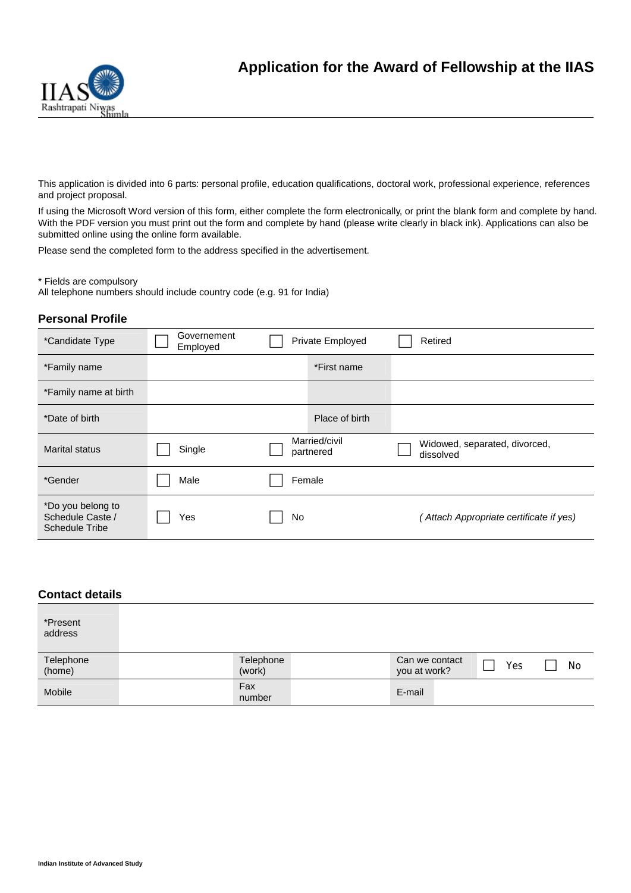# Application for the Award of Fellowship at the IIAS

This application is divided into 6 parts: personal profile, education qualifications, doctoral work, professional experience, references and project proposal.

If using the Microsoft Word version of this form, either complete the form electronically, or print the blank form and complete by hand. With the PDF version you must print out the form and complete by hand (please write clearly in black ink). Applications can also be submitted online using the online form available.

Please send the completed form to the address specified in the advertisement.

* Fields are compulsory
All telephone numbers should include country code (e.g. 91 for India)

## Personal Profile

| | | | |
|---|---|---|---|
| *Candidate Type | ☐ Governement Employed | ☐ Private Employed | ☐ Retired |
| *Family name | | *First name | |
| *Family name at birth | | | |
| *Date of birth | | Place of birth | |
| Marital status | ☐ Single | ☐ Married/civil partnered | ☐ Widowed, separated, divorced, dissolved |
| *Gender | ☐ Male | ☐ Female | |
| *Do you belong to Schedule Caste / Schedule Tribe | ☐ Yes | ☐ No | *( Attach Appropriate certificate if yes)* |

## Contact details

| | | | | | |
|---|---|---|---|---|---|
| *Present address | | | | | |
| Telephone (home) | | Telephone (work) | | Can we contact you at work? | ☐ Yes ☐ No |
| Mobile | | Fax number | | E-mail | |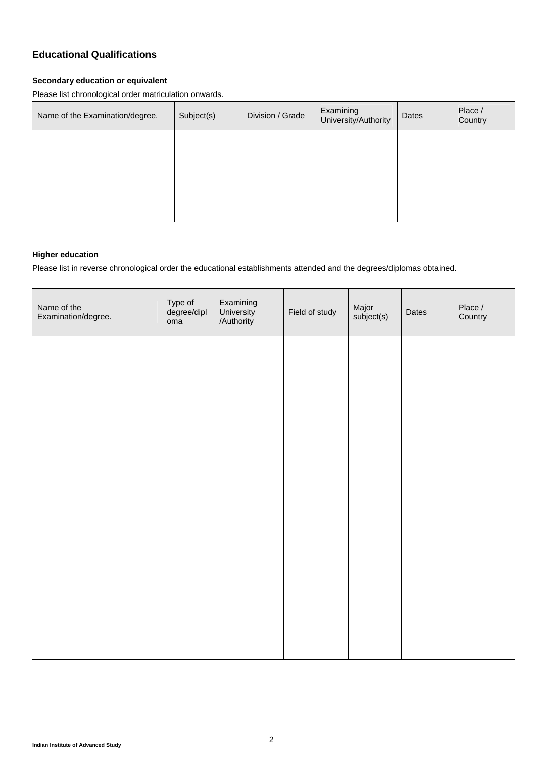## Educational Qualifications

### Secondary education or equivalent

Please list chronological order matriculation onwards.

| Name of the Examination/degree. | Subject(s) | Division / Grade | Examining University/Authority | Dates | Place / Country |
|---|---|---|---|---|---|
| | | | | | |

### Higher education

Please list in reverse chronological order the educational establishments attended and the degrees/diplomas obtained.

| Name of the Examination/degree. | Type of degree/diploma | Examining University /Authority | Field of study | Major subject(s) | Dates | Place / Country |
|---|---|---|---|---|---|---|
| | | | | | | |

Indian Institute of Advanced Study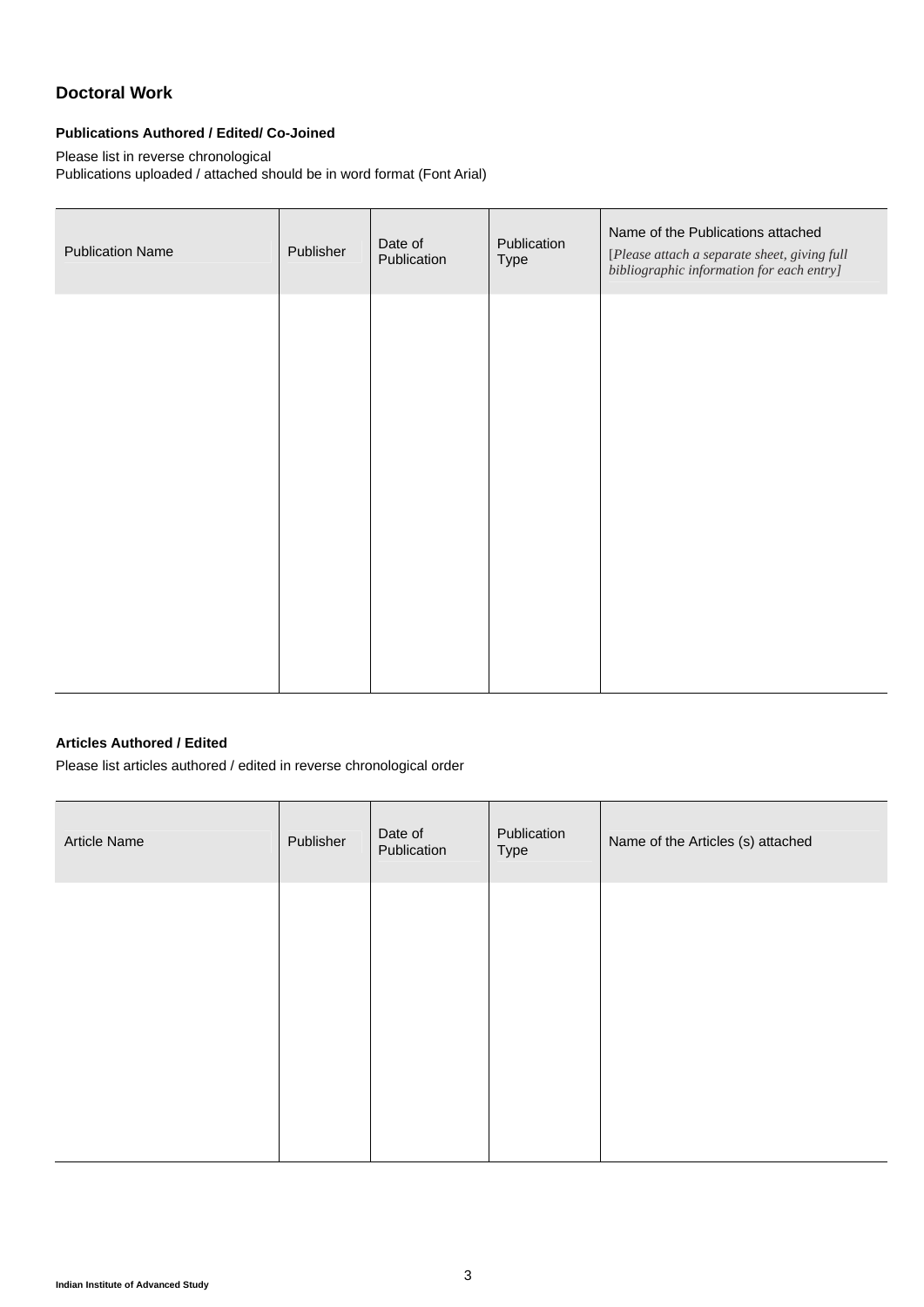## Doctoral Work

### Publications Authored / Edited/ Co-Joined

Please list in reverse chronological
Publications uploaded / attached should be in word format (Font Arial)

| Publication Name | Publisher | Date of Publication | Publication Type | Name of the Publications attached [*Please attach a separate sheet, giving full bibliographic information for each entry]* |
|---|---|---|---|---|
| | | | | |

### Articles Authored / Edited

Please list articles authored / edited in reverse chronological order

| Article Name | Publisher | Date of Publication | Publication Type | Name of the Articles (s) attached |
|---|---|---|---|---|
| | | | | |

Indian Institute of Advanced Study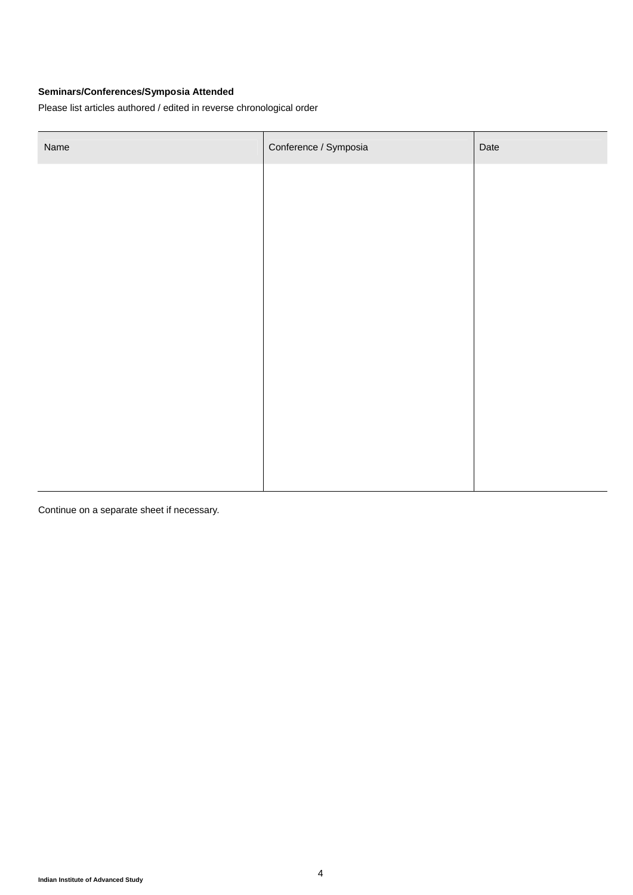**Seminars/Conferences/Symposia Attended**

Please list articles authored / edited in reverse chronological order

| Name | Conference / Symposia | Date |
|---|---|---|
| | | |

Continue on a separate sheet if necessary.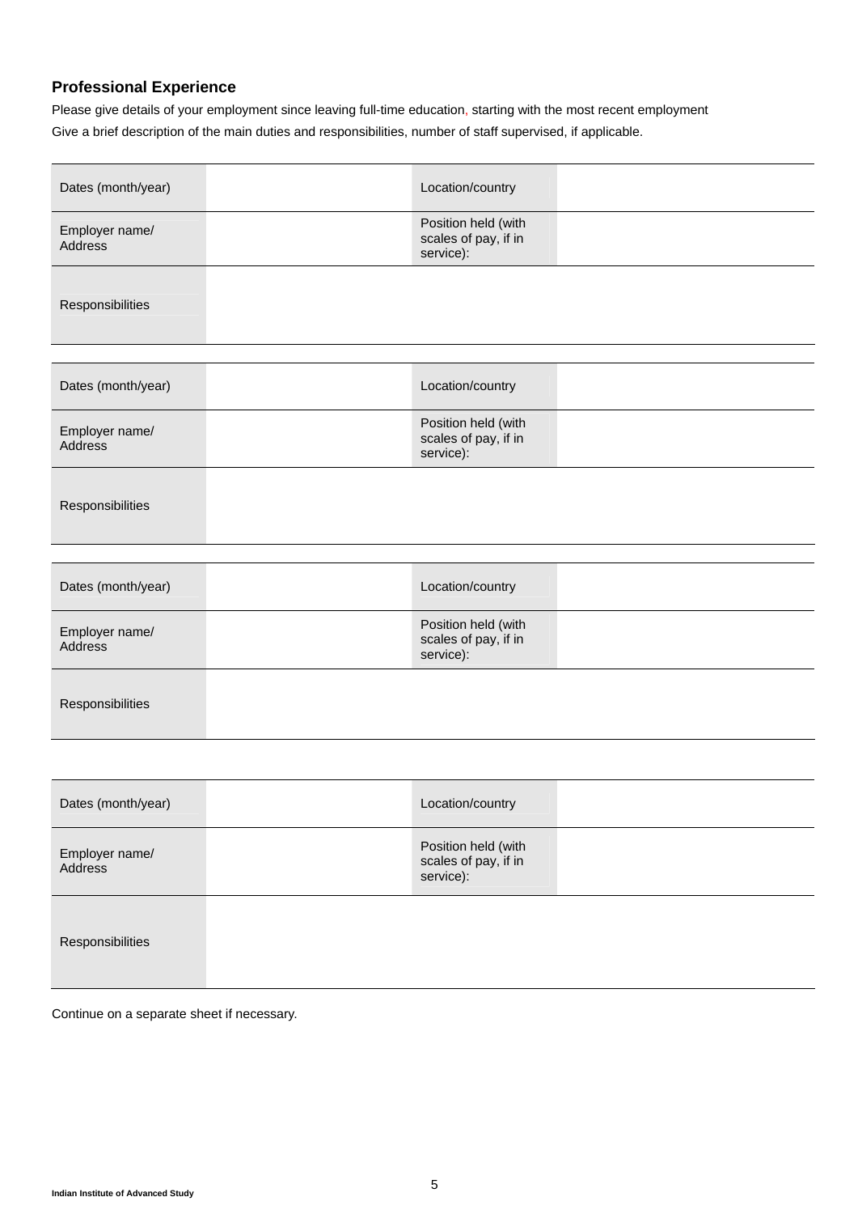## Professional Experience

Please give details of your employment since leaving full-time education, starting with the most recent employment

Give a brief description of the main duties and responsibilities, number of staff supervised, if applicable.

| Dates (month/year) | | Location/country | |
|---|---|---|---|
| Employer name/ Address | | Position held (with scales of pay, if in service): | |
| Responsibilities | | | |

| Dates (month/year) | | Location/country | |
|---|---|---|---|
| Employer name/ Address | | Position held (with scales of pay, if in service): | |
| Responsibilities | | | |

| Dates (month/year) | | Location/country | |
|---|---|---|---|
| Employer name/ Address | | Position held (with scales of pay, if in service): | |
| Responsibilities | | | |

| Dates (month/year) | | Location/country | |
|---|---|---|---|
| Employer name/ Address | | Position held (with scales of pay, if in service): | |
| Responsibilities | | | |

Continue on a separate sheet if necessary.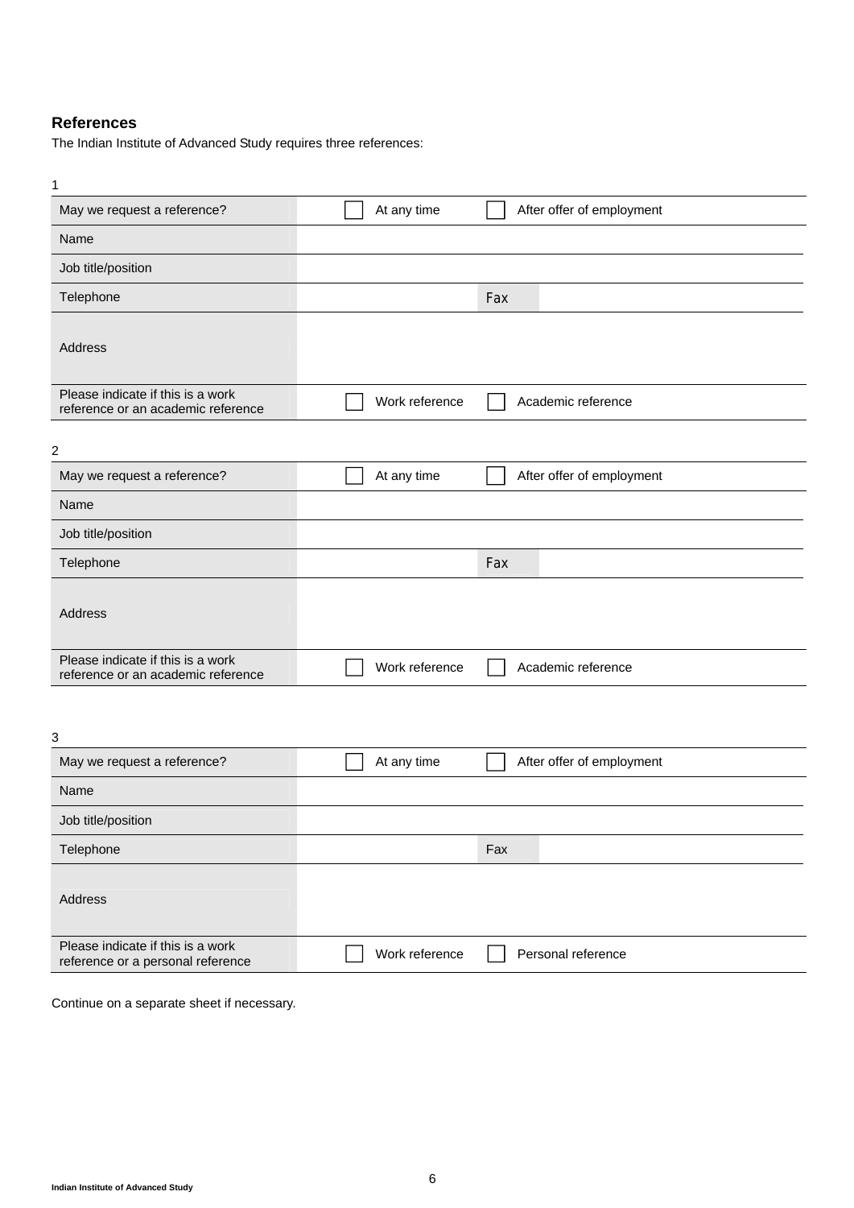## References

The Indian Institute of Advanced Study requires three references:

1

| | | |
|---|---|---|
| May we request a reference? | ☐ At any time | ☐ After offer of employment |
| Name | | |
| Job title/position | | |
| Telephone | | Fax |
| Address | | |
| Please indicate if this is a work reference or an academic reference | ☐ Work reference | ☐ Academic reference |

2

| | | |
|---|---|---|
| May we request a reference? | ☐ At any time | ☐ After offer of employment |
| Name | | |
| Job title/position | | |
| Telephone | | Fax |
| Address | | |
| Please indicate if this is a work reference or an academic reference | ☐ Work reference | ☐ Academic reference |

3

| | | |
|---|---|---|
| May we request a reference? | ☐ At any time | ☐ After offer of employment |
| Name | | |
| Job title/position | | |
| Telephone | | Fax |
| Address | | |
| Please indicate if this is a work reference or a personal reference | ☐ Work reference | ☐ Personal reference |

Continue on a separate sheet if necessary.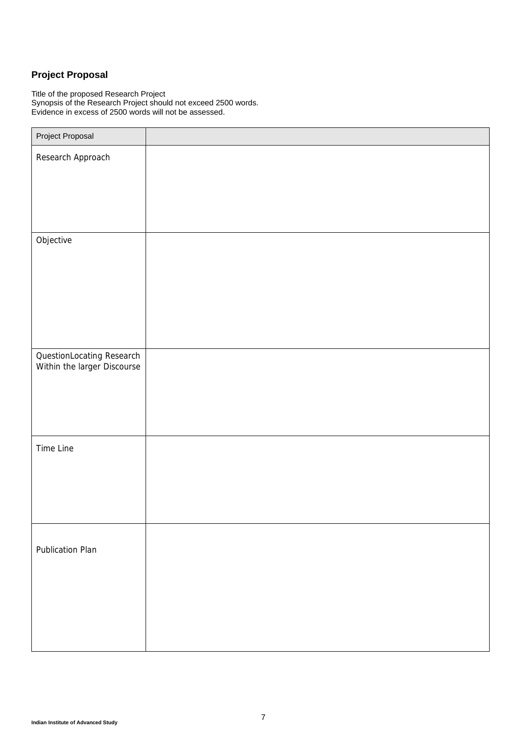## Project Proposal

Title of the proposed Research Project
Synopsis of the Research Project should not exceed 2500 words.
Evidence in excess of 2500 words will not be assessed.

| Project Proposal | |
|---|---|
| Research Approach | |
| Objective | |
| QuestionLocating Research Within the larger Discourse | |
| Time Line | |
| Publication Plan | |

Indian Institute of Advanced Study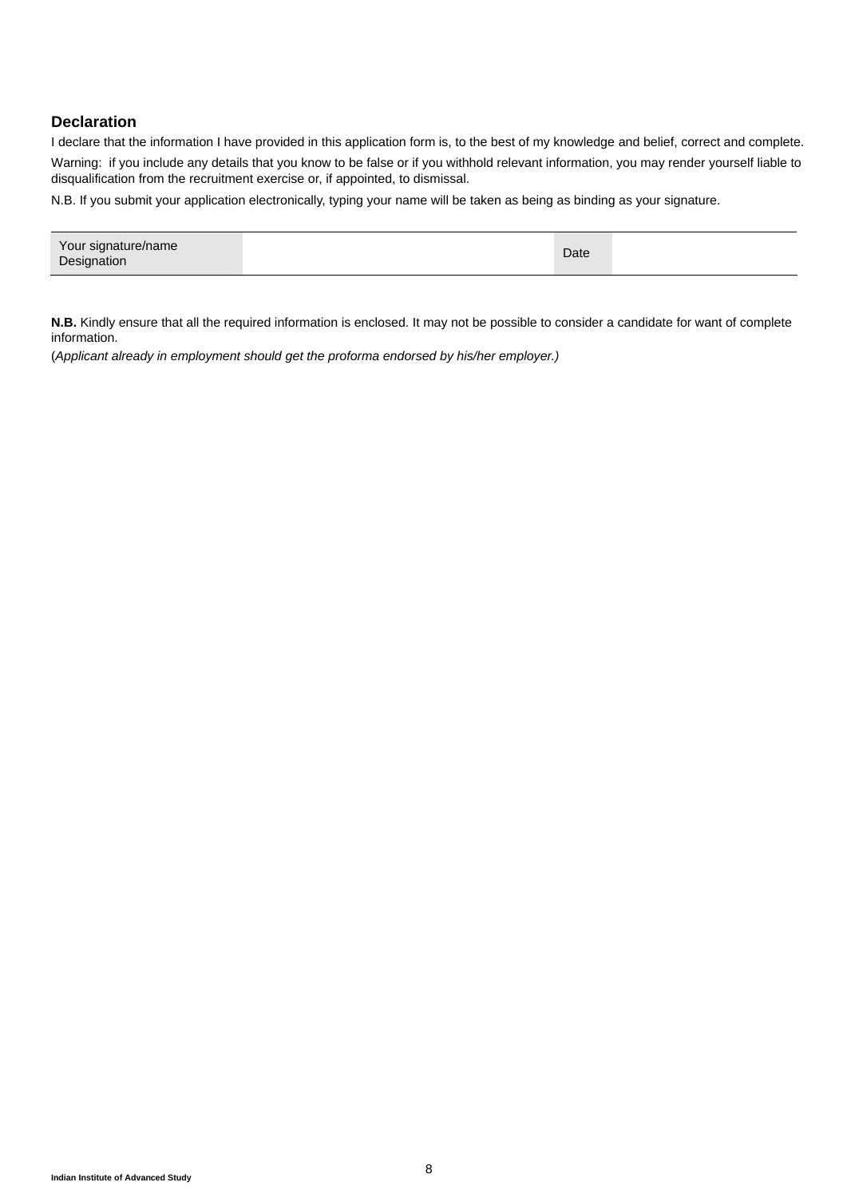## Declaration

I declare that the information I have provided in this application form is, to the best of my knowledge and belief, correct and complete.

Warning: if you include any details that you know to be false or if you withhold relevant information, you may render yourself liable to disqualification from the recruitment exercise or, if appointed, to dismissal.

N.B. If you submit your application electronically, typing your name will be taken as being as binding as your signature.

| | | | |
|---|---|---|---|
| Your signature/name<br>Designation | | Date | |

**N.B.** Kindly ensure that all the required information is enclosed. It may not be possible to consider a candidate for want of complete information.

(*Applicant already in employment should get the proforma endorsed by his/her employer.)*